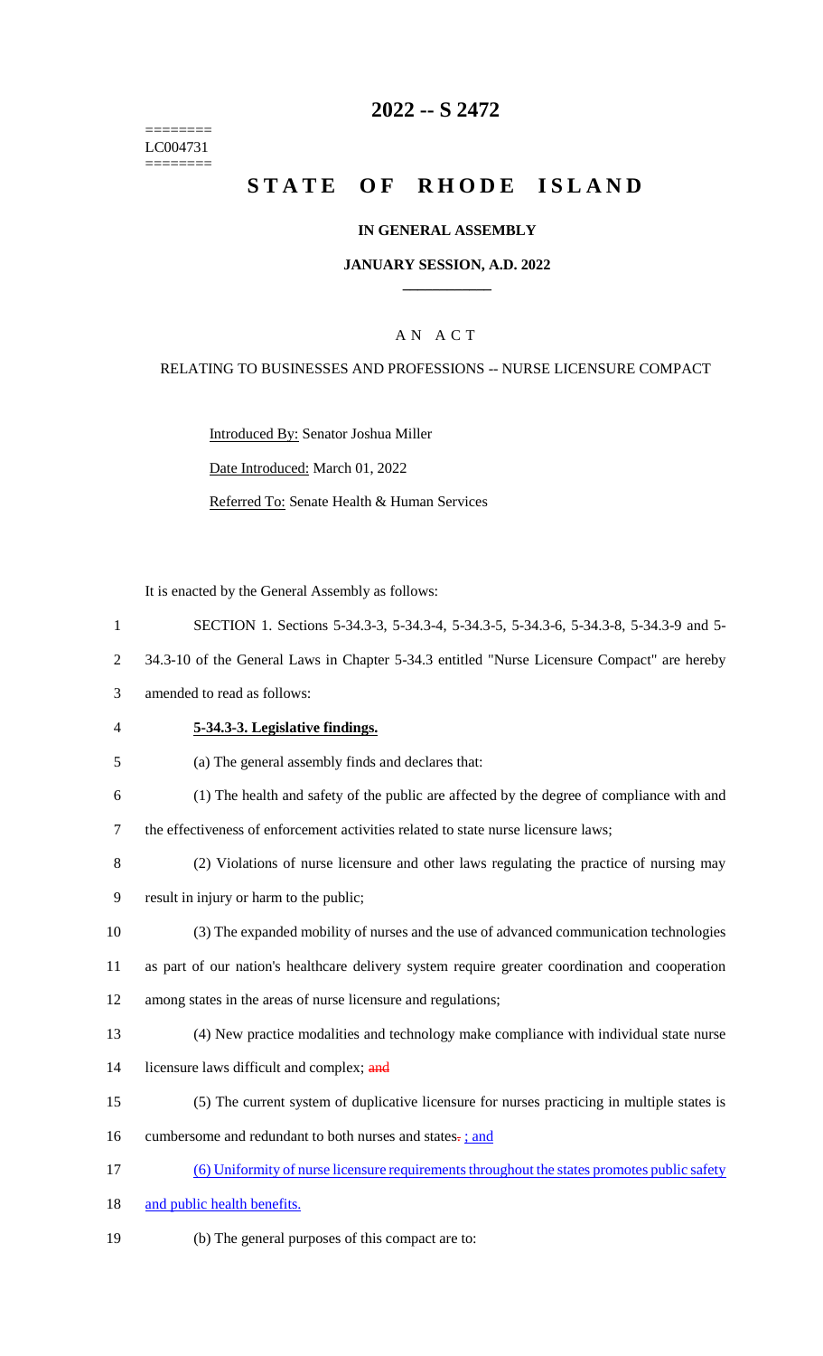========
LC004731
========

# 2022 -- S 2472

# STATE OF RHODE ISLAND

## IN GENERAL ASSEMBLY

### JANUARY SESSION, A.D. 2022

### A N A C T

RELATING TO BUSINESSES AND PROFESSIONS -- NURSE LICENSURE COMPACT

Introduced By: Senator Joshua Miller

Date Introduced: March 01, 2022

Referred To: Senate Health & Human Services

It is enacted by the General Assembly as follows:

1 SECTION 1. Sections 5-34.3-3, 5-34.3-4, 5-34.3-5, 5-34.3-6, 5-34.3-8, 5-34.3-9 and 5-
2 34.3-10 of the General Laws in Chapter 5-34.3 entitled "Nurse Licensure Compact" are hereby
3 amended to read as follows:

4 **5-34.3-3. Legislative findings.**

5 (a) The general assembly finds and declares that:

6 (1) The health and safety of the public are affected by the degree of compliance with and
7 the effectiveness of enforcement activities related to state nurse licensure laws;

8 (2) Violations of nurse licensure and other laws regulating the practice of nursing may
9 result in injury or harm to the public;

10 (3) The expanded mobility of nurses and the use of advanced communication technologies
11 as part of our nation's healthcare delivery system require greater coordination and cooperation
12 among states in the areas of nurse licensure and regulations;

13 (4) New practice modalities and technology make compliance with individual state nurse
14 licensure laws difficult and complex; and

15 (5) The current system of duplicative licensure for nurses practicing in multiple states is
16 cumbersome and redundant to both nurses and states. ; and

17 (6) Uniformity of nurse licensure requirements throughout the states promotes public safety
18 and public health benefits.

19 (b) The general purposes of this compact are to: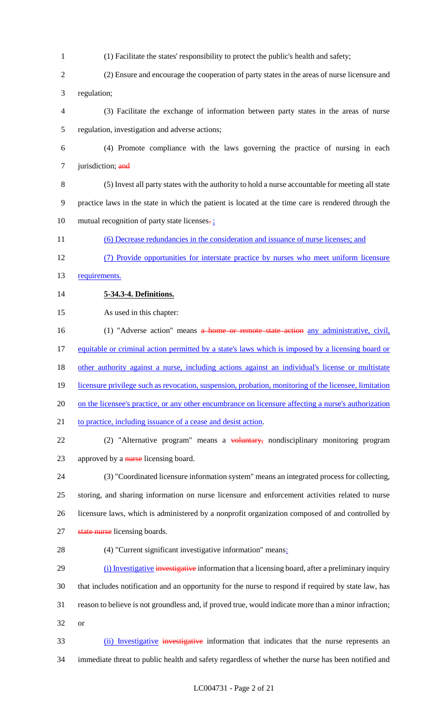(1) Facilitate the states' responsibility to protect the public's health and safety;

(2) Ensure and encourage the cooperation of party states in the areas of nurse licensure and regulation;

(3) Facilitate the exchange of information between party states in the areas of nurse regulation, investigation and adverse actions;

(4) Promote compliance with the laws governing the practice of nursing in each jurisdiction; ~~and~~

(5) Invest all party states with the authority to hold a nurse accountable for meeting all state practice laws in the state in which the patient is located at the time care is rendered through the mutual recognition of party state licenses~~.~~;

(6) Decrease redundancies in the consideration and issuance of nurse licenses; and

(7) Provide opportunities for interstate practice by nurses who meet uniform licensure requirements.

**5-34.3-4. Definitions.**

As used in this chapter:

(1) "Adverse action" means ~~a home or remote state action~~ any administrative, civil, equitable or criminal action permitted by a state's laws which is imposed by a licensing board or other authority against a nurse, including actions against an individual's license or multistate licensure privilege such as revocation, suspension, probation, monitoring of the licensee, limitation on the licensee's practice, or any other encumbrance on licensure affecting a nurse's authorization to practice, including issuance of a cease and desist action.

(2) "Alternative program" means a ~~voluntary,~~ nondisciplinary monitoring program approved by a ~~nurse~~ licensing board.

(3) "Coordinated licensure information system" means an integrated process for collecting, storing, and sharing information on nurse licensure and enforcement activities related to nurse licensure laws, which is administered by a nonprofit organization composed of and controlled by ~~state nurse~~ licensing boards.

(4) "Current significant investigative information" means:

(i) Investigative ~~investigative~~ information that a licensing board, after a preliminary inquiry that includes notification and an opportunity for the nurse to respond if required by state law, has reason to believe is not groundless and, if proved true, would indicate more than a minor infraction; or

(ii) Investigative ~~investigative~~ information that indicates that the nurse represents an immediate threat to public health and safety regardless of whether the nurse has been notified and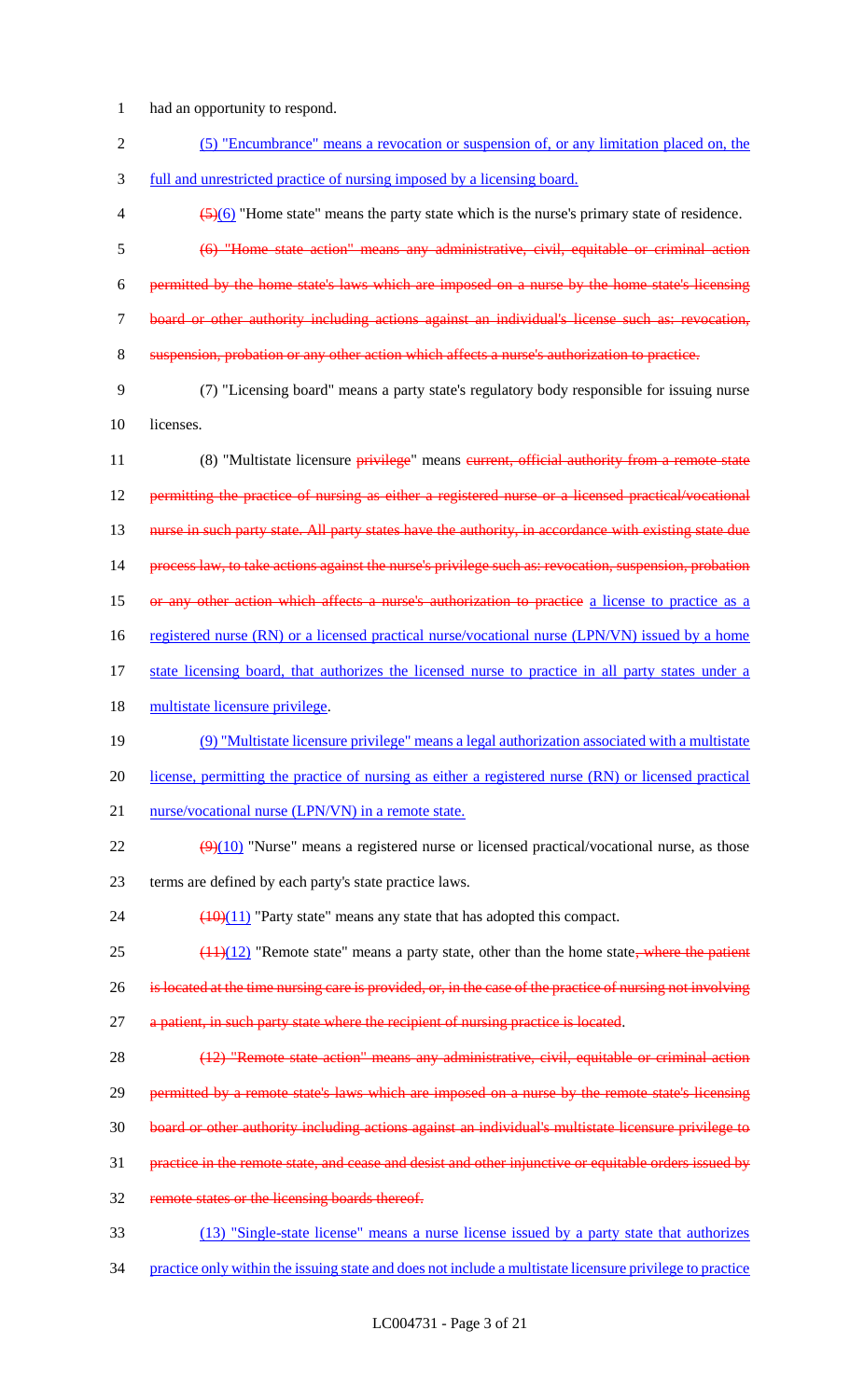had an opportunity to respond.

(5) "Encumbrance" means a revocation or suspension of, or any limitation placed on, the full and unrestricted practice of nursing imposed by a licensing board.

~~(5)~~(6) "Home state" means the party state which is the nurse's primary state of residence.

~~(6) "Home state action" means any administrative, civil, equitable or criminal action permitted by the home state's laws which are imposed on a nurse by the home state's licensing board or other authority including actions against an individual's license such as: revocation, suspension, probation or any other action which affects a nurse's authorization to practice.~~

(7) "Licensing board" means a party state's regulatory body responsible for issuing nurse licenses.

(8) "Multistate licensure ~~privilege~~" means ~~current, official authority from a remote state permitting the practice of nursing as either a registered nurse or a licensed practical/vocational nurse in such party state. All party states have the authority, in accordance with existing state due process law, to take actions against the nurse's privilege such as: revocation, suspension, probation or any other action which affects a nurse's authorization to practice~~ a license to practice as a registered nurse (RN) or a licensed practical nurse/vocational nurse (LPN/VN) issued by a home state licensing board, that authorizes the licensed nurse to practice in all party states under a multistate licensure privilege.

(9) "Multistate licensure privilege" means a legal authorization associated with a multistate license, permitting the practice of nursing as either a registered nurse (RN) or licensed practical nurse/vocational nurse (LPN/VN) in a remote state.

~~(9)~~(10) "Nurse" means a registered nurse or licensed practical/vocational nurse, as those terms are defined by each party's state practice laws.

~~(10)~~(11) "Party state" means any state that has adopted this compact.

~~(11)~~(12) "Remote state" means a party state, other than the home state~~, where the patient is located at the time nursing care is provided, or, in the case of the practice of nursing not involving a patient, in such party state where the recipient of nursing practice is located~~.

~~(12) "Remote state action" means any administrative, civil, equitable or criminal action permitted by a remote state's laws which are imposed on a nurse by the remote state's licensing board or other authority including actions against an individual's multistate licensure privilege to practice in the remote state, and cease and desist and other injunctive or equitable orders issued by remote states or the licensing boards thereof.~~

(13) "Single-state license" means a nurse license issued by a party state that authorizes practice only within the issuing state and does not include a multistate licensure privilege to practice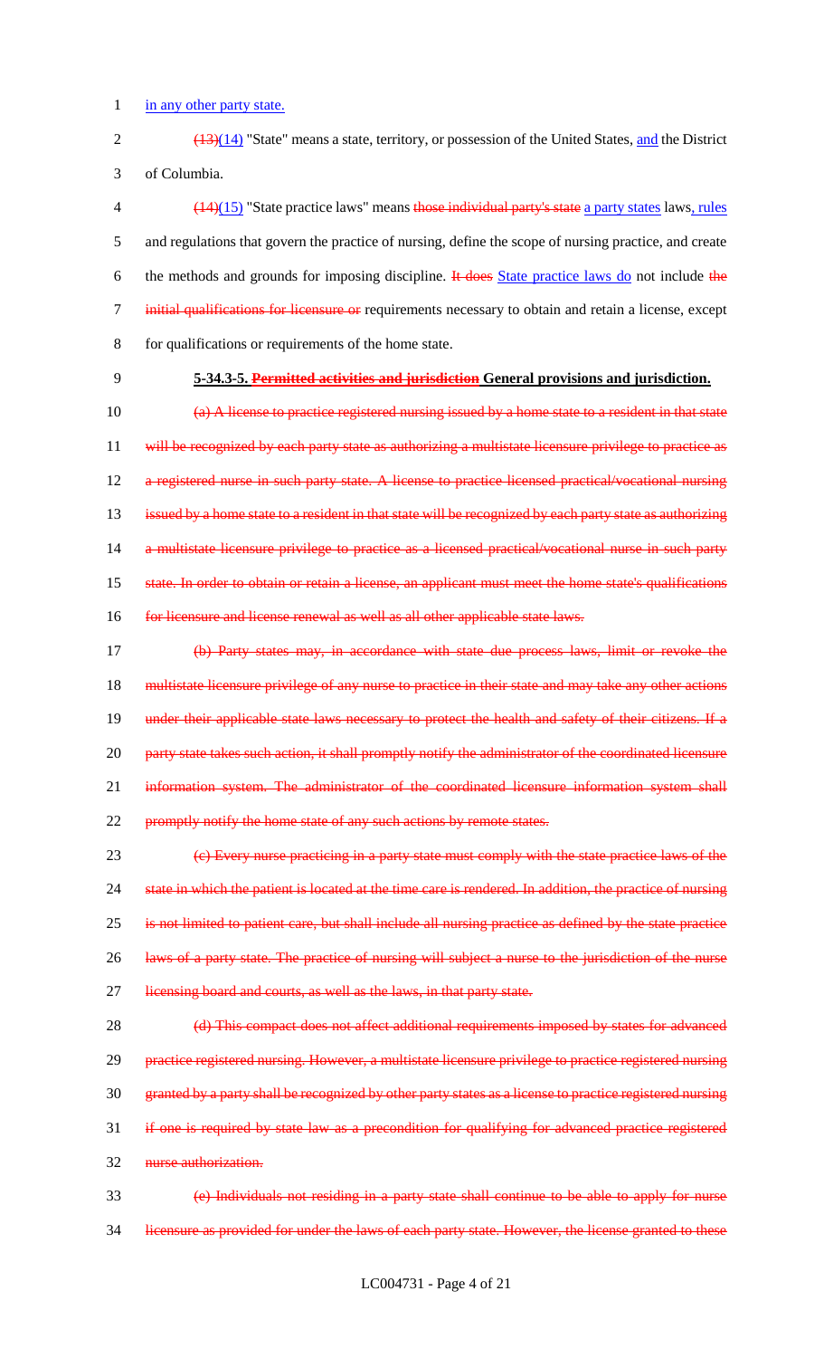in any other party state.

~~(13)~~(14) "State" means a state, territory, or possession of the United States, and the District of Columbia.

~~(14)~~(15) "State practice laws" means ~~those individual party's state~~ a party states laws, rules and regulations that govern the practice of nursing, define the scope of nursing practice, and create the methods and grounds for imposing discipline. ~~It does~~ State practice laws do not include ~~the initial qualifications for licensure or~~ requirements necessary to obtain and retain a license, except for qualifications or requirements of the home state.

**5-34.3-5. ~~Permitted activities and jurisdiction~~ General provisions and jurisdiction.**

~~(a) A license to practice registered nursing issued by a home state to a resident in that state will be recognized by each party state as authorizing a multistate licensure privilege to practice as a registered nurse in such party state. A license to practice licensed practical/vocational nursing issued by a home state to a resident in that state will be recognized by each party state as authorizing a multistate licensure privilege to practice as a licensed practical/vocational nurse in such party state. In order to obtain or retain a license, an applicant must meet the home state's qualifications for licensure and license renewal as well as all other applicable state laws.~~

~~(b) Party states may, in accordance with state due process laws, limit or revoke the multistate licensure privilege of any nurse to practice in their state and may take any other actions under their applicable state laws necessary to protect the health and safety of their citizens. If a party state takes such action, it shall promptly notify the administrator of the coordinated licensure information system. The administrator of the coordinated licensure information system shall promptly notify the home state of any such actions by remote states.~~

~~(c) Every nurse practicing in a party state must comply with the state practice laws of the state in which the patient is located at the time care is rendered. In addition, the practice of nursing is not limited to patient care, but shall include all nursing practice as defined by the state practice laws of a party state. The practice of nursing will subject a nurse to the jurisdiction of the nurse licensing board and courts, as well as the laws, in that party state.~~

~~(d) This compact does not affect additional requirements imposed by states for advanced practice registered nursing. However, a multistate licensure privilege to practice registered nursing granted by a party shall be recognized by other party states as a license to practice registered nursing if one is required by state law as a precondition for qualifying for advanced practice registered nurse authorization.~~

~~(e) Individuals not residing in a party state shall continue to be able to apply for nurse licensure as provided for under the laws of each party state. However, the license granted to these~~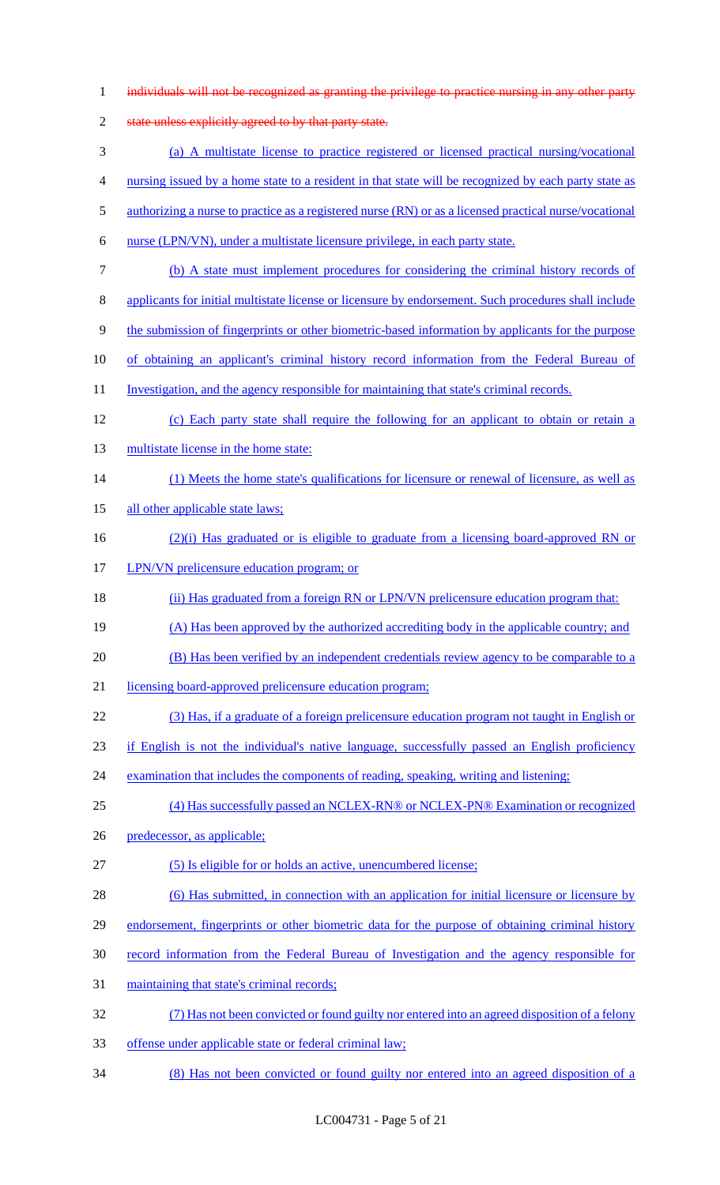~~individuals will not be recognized as granting the privilege to practice nursing in any other party state unless explicitly agreed to by that party state.~~

(a) A multistate license to practice registered or licensed practical nursing/vocational nursing issued by a home state to a resident in that state will be recognized by each party state as authorizing a nurse to practice as a registered nurse (RN) or as a licensed practical nurse/vocational nurse (LPN/VN), under a multistate licensure privilege, in each party state.

(b) A state must implement procedures for considering the criminal history records of applicants for initial multistate license or licensure by endorsement. Such procedures shall include the submission of fingerprints or other biometric-based information by applicants for the purpose of obtaining an applicant's criminal history record information from the Federal Bureau of Investigation, and the agency responsible for maintaining that state's criminal records.

(c) Each party state shall require the following for an applicant to obtain or retain a multistate license in the home state:

(1) Meets the home state's qualifications for licensure or renewal of licensure, as well as all other applicable state laws;

(2)(i) Has graduated or is eligible to graduate from a licensing board-approved RN or LPN/VN prelicensure education program; or

(ii) Has graduated from a foreign RN or LPN/VN prelicensure education program that:

(A) Has been approved by the authorized accrediting body in the applicable country; and

(B) Has been verified by an independent credentials review agency to be comparable to a licensing board-approved prelicensure education program;

(3) Has, if a graduate of a foreign prelicensure education program not taught in English or if English is not the individual's native language, successfully passed an English proficiency examination that includes the components of reading, speaking, writing and listening;

(4) Has successfully passed an NCLEX-RN® or NCLEX-PN® Examination or recognized predecessor, as applicable;

(5) Is eligible for or holds an active, unencumbered license;

(6) Has submitted, in connection with an application for initial licensure or licensure by endorsement, fingerprints or other biometric data for the purpose of obtaining criminal history record information from the Federal Bureau of Investigation and the agency responsible for maintaining that state's criminal records;

(7) Has not been convicted or found guilty nor entered into an agreed disposition of a felony offense under applicable state or federal criminal law;

(8) Has not been convicted or found guilty nor entered into an agreed disposition of a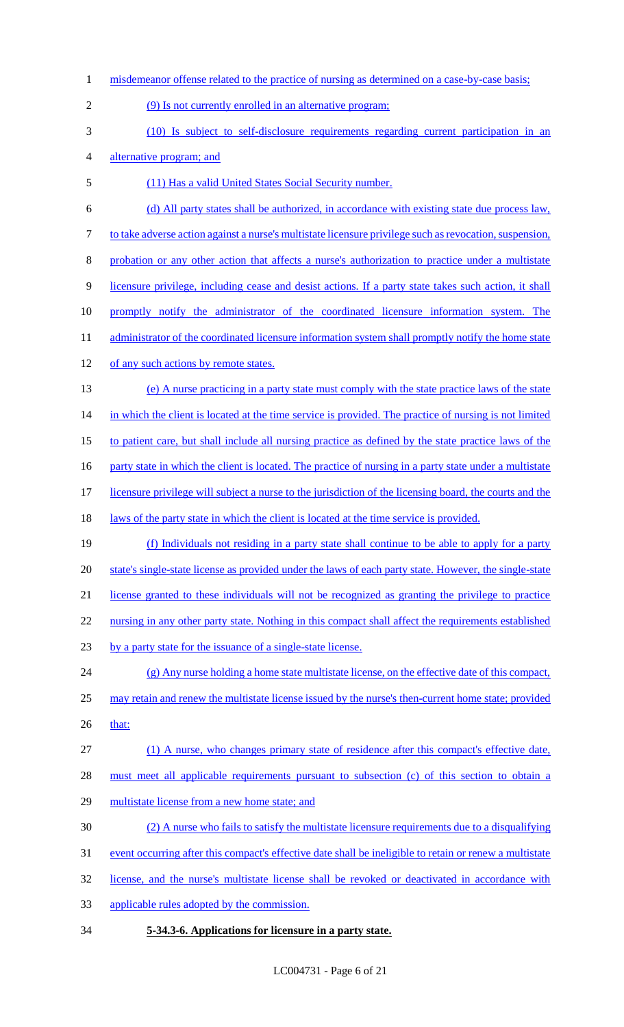misdemeanor offense related to the practice of nursing as determined on a case-by-case basis;

(9) Is not currently enrolled in an alternative program;

(10) Is subject to self-disclosure requirements regarding current participation in an alternative program; and

(11) Has a valid United States Social Security number.

(d) All party states shall be authorized, in accordance with existing state due process law, to take adverse action against a nurse's multistate licensure privilege such as revocation, suspension, probation or any other action that affects a nurse's authorization to practice under a multistate licensure privilege, including cease and desist actions. If a party state takes such action, it shall promptly notify the administrator of the coordinated licensure information system. The administrator of the coordinated licensure information system shall promptly notify the home state of any such actions by remote states.

(e) A nurse practicing in a party state must comply with the state practice laws of the state in which the client is located at the time service is provided. The practice of nursing is not limited to patient care, but shall include all nursing practice as defined by the state practice laws of the party state in which the client is located. The practice of nursing in a party state under a multistate licensure privilege will subject a nurse to the jurisdiction of the licensing board, the courts and the laws of the party state in which the client is located at the time service is provided.

(f) Individuals not residing in a party state shall continue to be able to apply for a party state's single-state license as provided under the laws of each party state. However, the single-state license granted to these individuals will not be recognized as granting the privilege to practice nursing in any other party state. Nothing in this compact shall affect the requirements established by a party state for the issuance of a single-state license.

(g) Any nurse holding a home state multistate license, on the effective date of this compact, may retain and renew the multistate license issued by the nurse's then-current home state; provided that:

(1) A nurse, who changes primary state of residence after this compact's effective date, must meet all applicable requirements pursuant to subsection (c) of this section to obtain a multistate license from a new home state; and

(2) A nurse who fails to satisfy the multistate licensure requirements due to a disqualifying event occurring after this compact's effective date shall be ineligible to retain or renew a multistate license, and the nurse's multistate license shall be revoked or deactivated in accordance with applicable rules adopted by the commission.

**5-34.3-6. Applications for licensure in a party state.**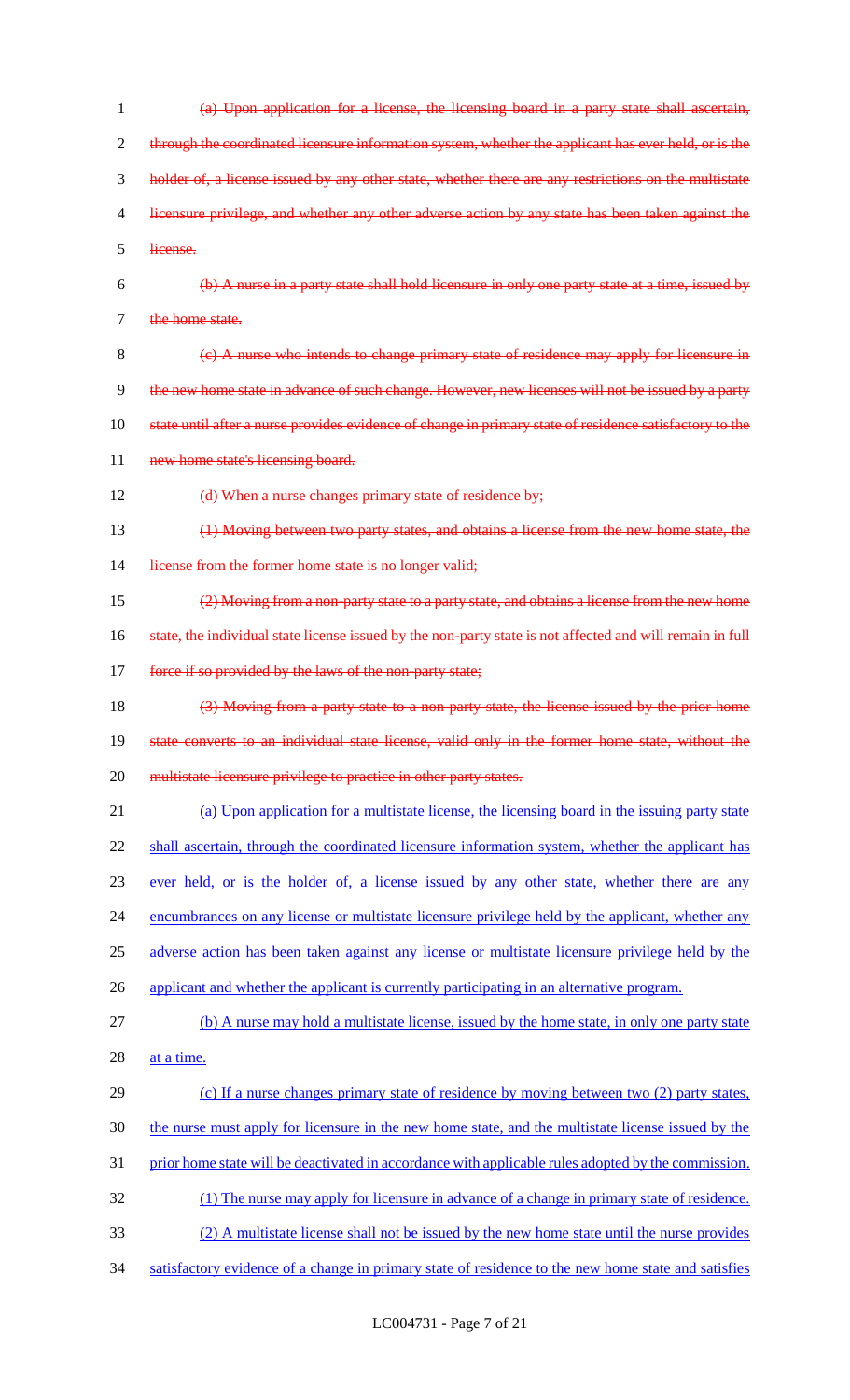~~(a) Upon application for a license, the licensing board in a party state shall ascertain, through the coordinated licensure information system, whether the applicant has ever held, or is the holder of, a license issued by any other state, whether there are any restrictions on the multistate licensure privilege, and whether any other adverse action by any state has been taken against the license.~~

~~(b) A nurse in a party state shall hold licensure in only one party state at a time, issued by the home state.~~

~~(c) A nurse who intends to change primary state of residence may apply for licensure in the new home state in advance of such change. However, new licenses will not be issued by a party state until after a nurse provides evidence of change in primary state of residence satisfactory to the new home state's licensing board.~~

~~(d) When a nurse changes primary state of residence by;~~

~~(1) Moving between two party states, and obtains a license from the new home state, the license from the former home state is no longer valid;~~

~~(2) Moving from a non-party state to a party state, and obtains a license from the new home state, the individual state license issued by the non-party state is not affected and will remain in full force if so provided by the laws of the non-party state;~~

~~(3) Moving from a party state to a non-party state, the license issued by the prior home state converts to an individual state license, valid only in the former home state, without the multistate licensure privilege to practice in other party states.~~

<u>(a) Upon application for a multistate license, the licensing board in the issuing party state shall ascertain, through the coordinated licensure information system, whether the applicant has ever held, or is the holder of, a license issued by any other state, whether there are any encumbrances on any license or multistate licensure privilege held by the applicant, whether any adverse action has been taken against any license or multistate licensure privilege held by the applicant and whether the applicant is currently participating in an alternative program.</u>

<u>(b) A nurse may hold a multistate license, issued by the home state, in only one party state at a time.</u>

<u>(c) If a nurse changes primary state of residence by moving between two (2) party states, the nurse must apply for licensure in the new home state, and the multistate license issued by the prior home state will be deactivated in accordance with applicable rules adopted by the commission.</u>

<u>(1) The nurse may apply for licensure in advance of a change in primary state of residence.</u>

<u>(2) A multistate license shall not be issued by the new home state until the nurse provides satisfactory evidence of a change in primary state of residence to the new home state and satisfies</u>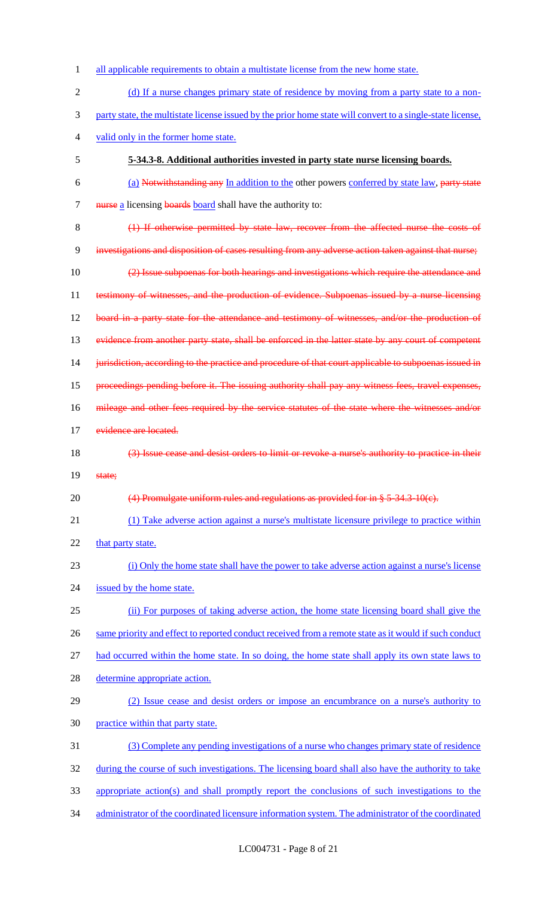all applicable requirements to obtain a multistate license from the new home state.

(d) If a nurse changes primary state of residence by moving from a party state to a non-party state, the multistate license issued by the prior home state will convert to a single-state license, valid only in the former home state.

**5-34.3-8. Additional authorities invested in party state nurse licensing boards.**

(a) ~~Notwithstanding any~~ In addition to the other powers conferred by state law, ~~party state nurse~~ a licensing ~~boards~~ board shall have the authority to:

~~(1) If otherwise permitted by state law, recover from the affected nurse the costs of investigations and disposition of cases resulting from any adverse action taken against that nurse;~~

~~(2) Issue subpoenas for both hearings and investigations which require the attendance and testimony of witnesses, and the production of evidence. Subpoenas issued by a nurse licensing board in a party state for the attendance and testimony of witnesses, and/or the production of evidence from another party state, shall be enforced in the latter state by any court of competent jurisdiction, according to the practice and procedure of that court applicable to subpoenas issued in proceedings pending before it. The issuing authority shall pay any witness fees, travel expenses, mileage and other fees required by the service statutes of the state where the witnesses and/or evidence are located.~~

~~(3) Issue cease and desist orders to limit or revoke a nurse's authority to practice in their state;~~

~~(4) Promulgate uniform rules and regulations as provided for in § 5-34.3-10(c).~~

(1) Take adverse action against a nurse's multistate licensure privilege to practice within that party state.

(i) Only the home state shall have the power to take adverse action against a nurse's license issued by the home state.

(ii) For purposes of taking adverse action, the home state licensing board shall give the same priority and effect to reported conduct received from a remote state as it would if such conduct had occurred within the home state. In so doing, the home state shall apply its own state laws to determine appropriate action.

(2) Issue cease and desist orders or impose an encumbrance on a nurse's authority to practice within that party state.

(3) Complete any pending investigations of a nurse who changes primary state of residence during the course of such investigations. The licensing board shall also have the authority to take appropriate action(s) and shall promptly report the conclusions of such investigations to the administrator of the coordinated licensure information system. The administrator of the coordinated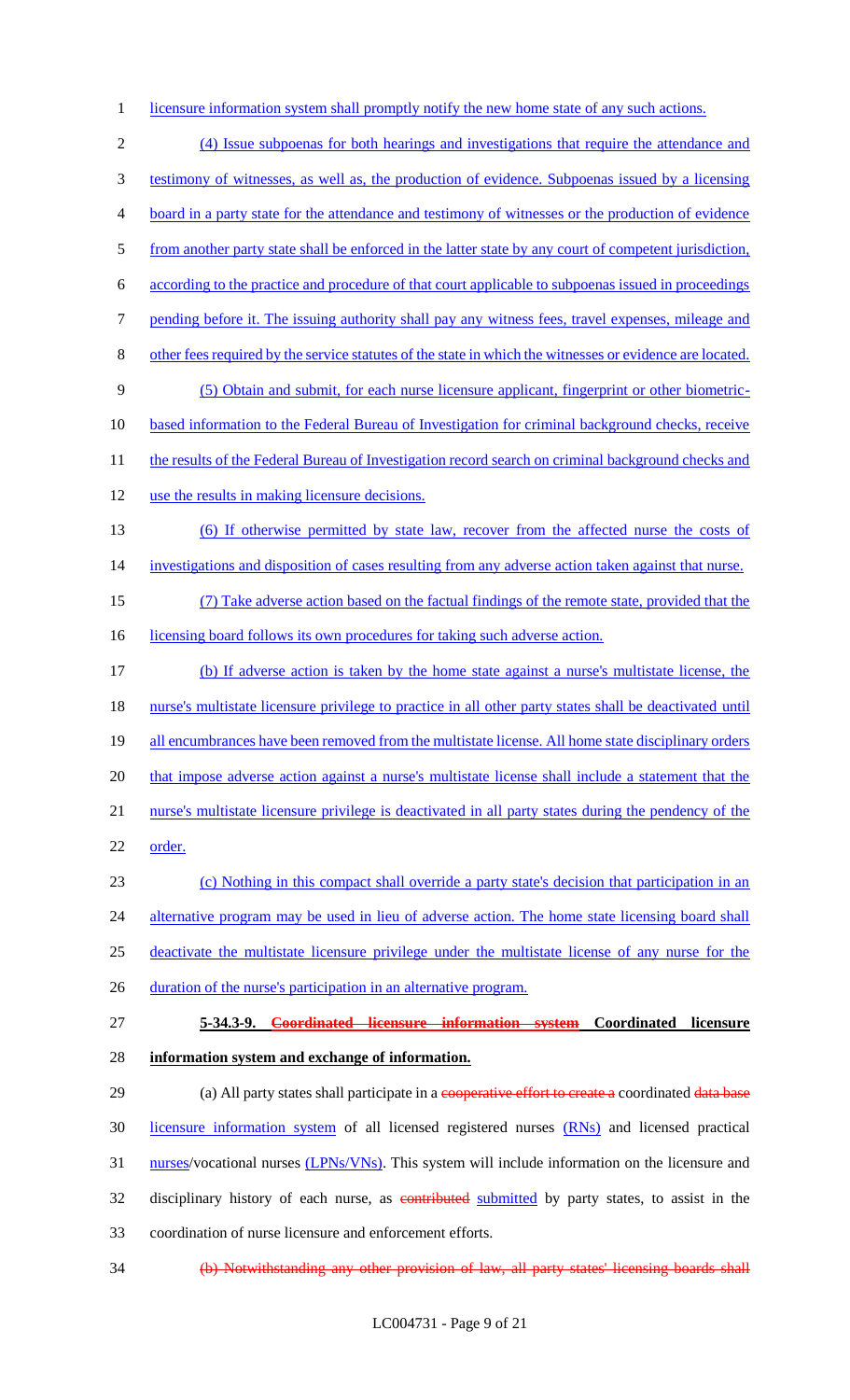licensure information system shall promptly notify the new home state of any such actions.

(4) Issue subpoenas for both hearings and investigations that require the attendance and testimony of witnesses, as well as, the production of evidence. Subpoenas issued by a licensing board in a party state for the attendance and testimony of witnesses or the production of evidence from another party state shall be enforced in the latter state by any court of competent jurisdiction, according to the practice and procedure of that court applicable to subpoenas issued in proceedings pending before it. The issuing authority shall pay any witness fees, travel expenses, mileage and other fees required by the service statutes of the state in which the witnesses or evidence are located.

(5) Obtain and submit, for each nurse licensure applicant, fingerprint or other biometric-based information to the Federal Bureau of Investigation for criminal background checks, receive the results of the Federal Bureau of Investigation record search on criminal background checks and use the results in making licensure decisions.

(6) If otherwise permitted by state law, recover from the affected nurse the costs of investigations and disposition of cases resulting from any adverse action taken against that nurse.

(7) Take adverse action based on the factual findings of the remote state, provided that the licensing board follows its own procedures for taking such adverse action.

(b) If adverse action is taken by the home state against a nurse's multistate license, the nurse's multistate licensure privilege to practice in all other party states shall be deactivated until all encumbrances have been removed from the multistate license. All home state disciplinary orders that impose adverse action against a nurse's multistate license shall include a statement that the nurse's multistate licensure privilege is deactivated in all party states during the pendency of the order.

(c) Nothing in this compact shall override a party state's decision that participation in an alternative program may be used in lieu of adverse action. The home state licensing board shall deactivate the multistate licensure privilege under the multistate license of any nurse for the duration of the nurse's participation in an alternative program.

**5-34.3-9. ~~Coordinated licensure information system~~ Coordinated licensure information system and exchange of information.**

(a) All party states shall participate in a ~~cooperative effort to create a~~ coordinated ~~data base~~ licensure information system of all licensed registered nurses (RNs) and licensed practical nurses/vocational nurses (LPNs/VNs). This system will include information on the licensure and disciplinary history of each nurse, as ~~contributed~~ submitted by party states, to assist in the coordination of nurse licensure and enforcement efforts.

~~(b) Notwithstanding any other provision of law, all party states' licensing boards shall~~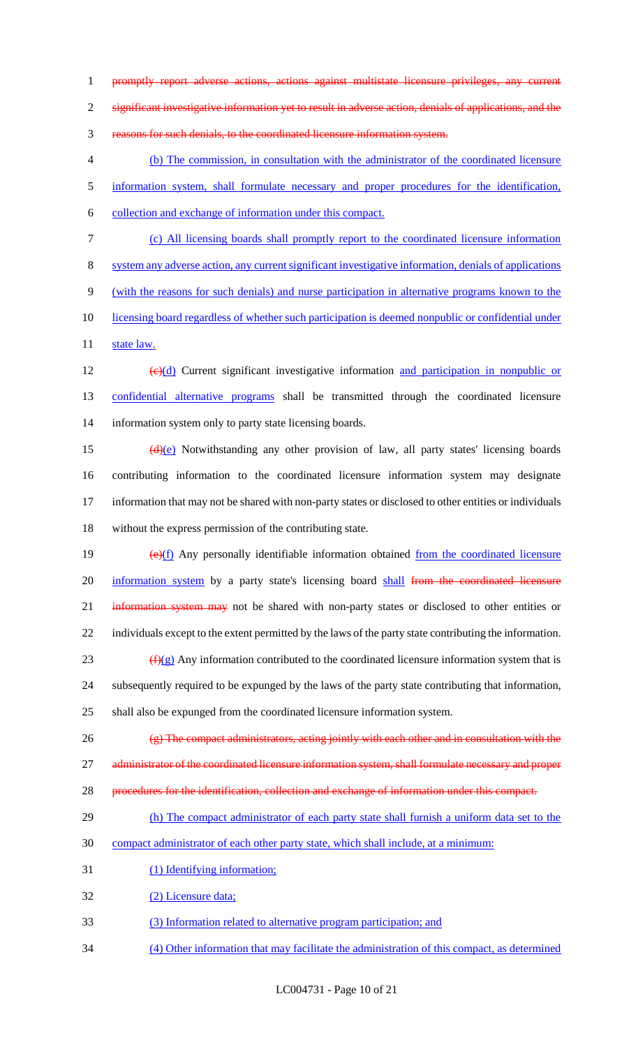~~promptly report adverse actions, actions against multistate licensure privileges, any current significant investigative information yet to result in adverse action, denials of applications, and the reasons for such denials, to the coordinated licensure information system.~~

<u>(b) The commission, in consultation with the administrator of the coordinated licensure information system, shall formulate necessary and proper procedures for the identification, collection and exchange of information under this compact.</u>

<u>(c) All licensing boards shall promptly report to the coordinated licensure information system any adverse action, any current significant investigative information, denials of applications (with the reasons for such denials) and nurse participation in alternative programs known to the licensing board regardless of whether such participation is deemed nonpublic or confidential under state law.</u>

~~(c)~~<u>(d)</u> Current significant investigative information <u>and participation in nonpublic or confidential alternative programs</u> shall be transmitted through the coordinated licensure information system only to party state licensing boards.

~~(d)~~<u>(e)</u> Notwithstanding any other provision of law, all party states' licensing boards contributing information to the coordinated licensure information system may designate information that may not be shared with non-party states or disclosed to other entities or individuals without the express permission of the contributing state.

~~(e)~~<u>(f)</u> Any personally identifiable information obtained <u>from the coordinated licensure information system</u> by a party state's licensing board <u>shall</u> ~~from the coordinated licensure information system may~~ not be shared with non-party states or disclosed to other entities or individuals except to the extent permitted by the laws of the party state contributing the information.

~~(f)~~<u>(g)</u> Any information contributed to the coordinated licensure information system that is subsequently required to be expunged by the laws of the party state contributing that information, shall also be expunged from the coordinated licensure information system.

~~(g) The compact administrators, acting jointly with each other and in consultation with the administrator of the coordinated licensure information system, shall formulate necessary and proper procedures for the identification, collection and exchange of information under this compact.~~

<u>(h) The compact administrator of each party state shall furnish a uniform data set to the compact administrator of each other party state, which shall include, at a minimum:</u>

<u>(1) Identifying information;</u>

<u>(2) Licensure data;</u>

<u>(3) Information related to alternative program participation; and</u>

<u>(4) Other information that may facilitate the administration of this compact, as determined</u>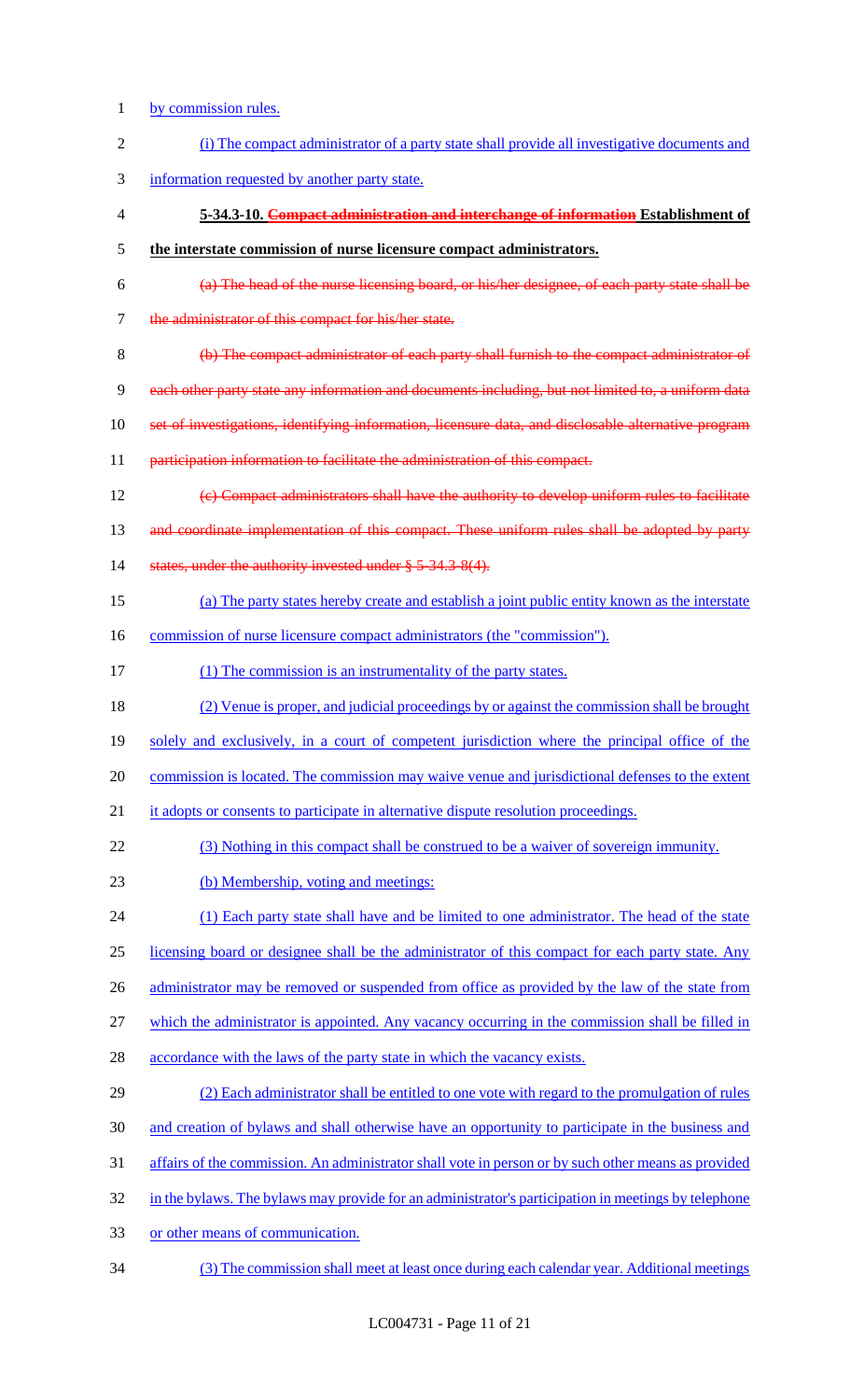by commission rules.

(i) The compact administrator of a party state shall provide all investigative documents and information requested by another party state.

**5-34.3-10. ~~Compact administration and interchange of information~~ Establishment of the interstate commission of nurse licensure compact administrators.**

~~(a) The head of the nurse licensing board, or his/her designee, of each party state shall be the administrator of this compact for his/her state.~~

~~(b) The compact administrator of each party shall furnish to the compact administrator of each other party state any information and documents including, but not limited to, a uniform data set of investigations, identifying information, licensure data, and disclosable alternative program participation information to facilitate the administration of this compact.~~

~~(c) Compact administrators shall have the authority to develop uniform rules to facilitate and coordinate implementation of this compact. These uniform rules shall be adopted by party states, under the authority invested under § 5-34.3-8(4).~~

(a) The party states hereby create and establish a joint public entity known as the interstate commission of nurse licensure compact administrators (the "commission").

(1) The commission is an instrumentality of the party states.

(2) Venue is proper, and judicial proceedings by or against the commission shall be brought solely and exclusively, in a court of competent jurisdiction where the principal office of the commission is located. The commission may waive venue and jurisdictional defenses to the extent it adopts or consents to participate in alternative dispute resolution proceedings.

(3) Nothing in this compact shall be construed to be a waiver of sovereign immunity.

(b) Membership, voting and meetings:

(1) Each party state shall have and be limited to one administrator. The head of the state licensing board or designee shall be the administrator of this compact for each party state. Any administrator may be removed or suspended from office as provided by the law of the state from which the administrator is appointed. Any vacancy occurring in the commission shall be filled in accordance with the laws of the party state in which the vacancy exists.

(2) Each administrator shall be entitled to one vote with regard to the promulgation of rules and creation of bylaws and shall otherwise have an opportunity to participate in the business and affairs of the commission. An administrator shall vote in person or by such other means as provided in the bylaws. The bylaws may provide for an administrator's participation in meetings by telephone or other means of communication.

(3) The commission shall meet at least once during each calendar year. Additional meetings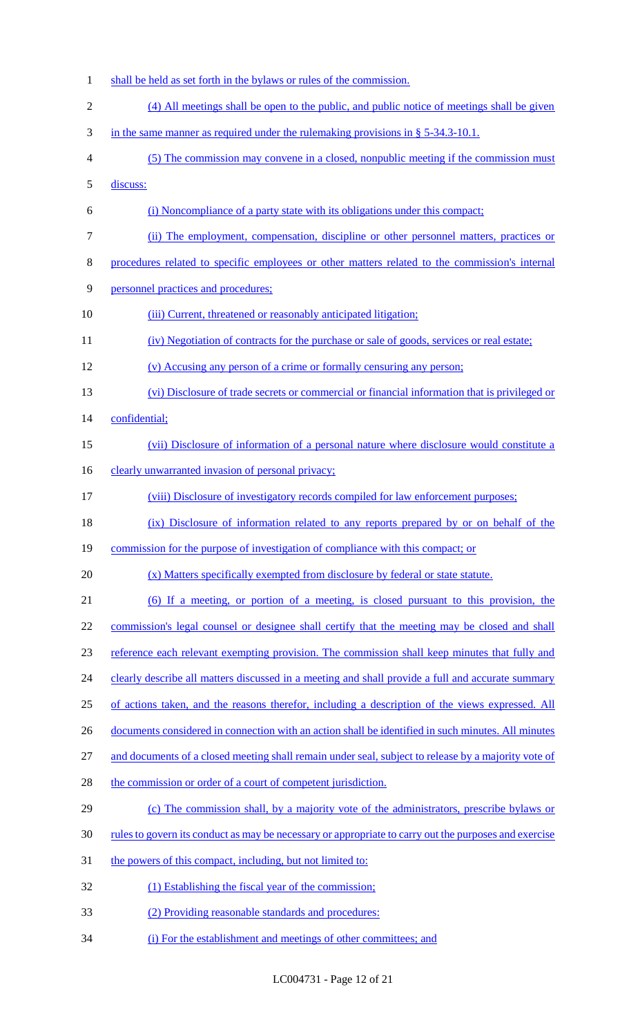shall be held as set forth in the bylaws or rules of the commission.

(4) All meetings shall be open to the public, and public notice of meetings shall be given in the same manner as required under the rulemaking provisions in § 5-34.3-10.1.

(5) The commission may convene in a closed, nonpublic meeting if the commission must discuss:

(i) Noncompliance of a party state with its obligations under this compact;

(ii) The employment, compensation, discipline or other personnel matters, practices or procedures related to specific employees or other matters related to the commission's internal personnel practices and procedures;

(iii) Current, threatened or reasonably anticipated litigation;

(iv) Negotiation of contracts for the purchase or sale of goods, services or real estate;

(v) Accusing any person of a crime or formally censuring any person;

(vi) Disclosure of trade secrets or commercial or financial information that is privileged or confidential;

(vii) Disclosure of information of a personal nature where disclosure would constitute a clearly unwarranted invasion of personal privacy;

(viii) Disclosure of investigatory records compiled for law enforcement purposes;

(ix) Disclosure of information related to any reports prepared by or on behalf of the commission for the purpose of investigation of compliance with this compact; or

(x) Matters specifically exempted from disclosure by federal or state statute.

(6) If a meeting, or portion of a meeting, is closed pursuant to this provision, the commission's legal counsel or designee shall certify that the meeting may be closed and shall reference each relevant exempting provision. The commission shall keep minutes that fully and clearly describe all matters discussed in a meeting and shall provide a full and accurate summary of actions taken, and the reasons therefor, including a description of the views expressed. All documents considered in connection with an action shall be identified in such minutes. All minutes and documents of a closed meeting shall remain under seal, subject to release by a majority vote of the commission or order of a court of competent jurisdiction.

(c) The commission shall, by a majority vote of the administrators, prescribe bylaws or rules to govern its conduct as may be necessary or appropriate to carry out the purposes and exercise the powers of this compact, including, but not limited to:

(1) Establishing the fiscal year of the commission;

(2) Providing reasonable standards and procedures:

(i) For the establishment and meetings of other committees; and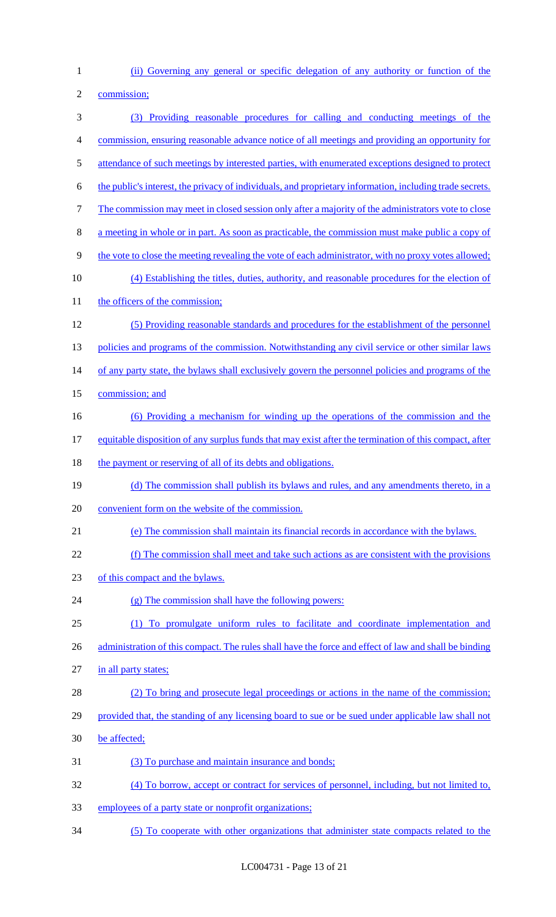(ii) Governing any general or specific delegation of any authority or function of the commission;

(3) Providing reasonable procedures for calling and conducting meetings of the commission, ensuring reasonable advance notice of all meetings and providing an opportunity for attendance of such meetings by interested parties, with enumerated exceptions designed to protect the public's interest, the privacy of individuals, and proprietary information, including trade secrets. The commission may meet in closed session only after a majority of the administrators vote to close a meeting in whole or in part. As soon as practicable, the commission must make public a copy of the vote to close the meeting revealing the vote of each administrator, with no proxy votes allowed;

(4) Establishing the titles, duties, authority, and reasonable procedures for the election of the officers of the commission;

(5) Providing reasonable standards and procedures for the establishment of the personnel policies and programs of the commission. Notwithstanding any civil service or other similar laws of any party state, the bylaws shall exclusively govern the personnel policies and programs of the commission; and

(6) Providing a mechanism for winding up the operations of the commission and the equitable disposition of any surplus funds that may exist after the termination of this compact, after the payment or reserving of all of its debts and obligations.

(d) The commission shall publish its bylaws and rules, and any amendments thereto, in a convenient form on the website of the commission.

(e) The commission shall maintain its financial records in accordance with the bylaws.

(f) The commission shall meet and take such actions as are consistent with the provisions of this compact and the bylaws.

(g) The commission shall have the following powers:

(1) To promulgate uniform rules to facilitate and coordinate implementation and administration of this compact. The rules shall have the force and effect of law and shall be binding in all party states;

(2) To bring and prosecute legal proceedings or actions in the name of the commission; provided that, the standing of any licensing board to sue or be sued under applicable law shall not be affected;

(3) To purchase and maintain insurance and bonds;

(4) To borrow, accept or contract for services of personnel, including, but not limited to, employees of a party state or nonprofit organizations;

(5) To cooperate with other organizations that administer state compacts related to the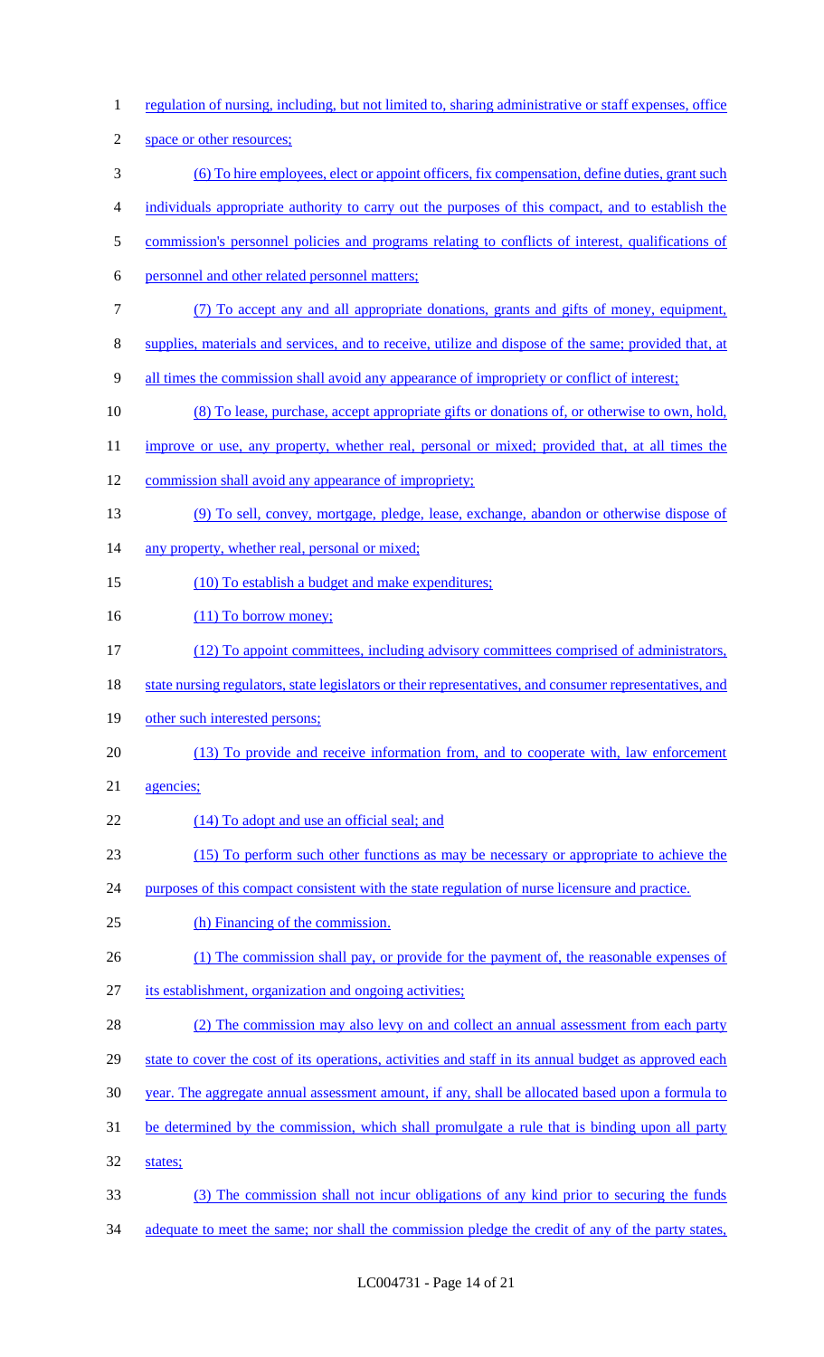regulation of nursing, including, but not limited to, sharing administrative or staff expenses, office space or other resources;

(6) To hire employees, elect or appoint officers, fix compensation, define duties, grant such individuals appropriate authority to carry out the purposes of this compact, and to establish the commission's personnel policies and programs relating to conflicts of interest, qualifications of personnel and other related personnel matters;

(7) To accept any and all appropriate donations, grants and gifts of money, equipment, supplies, materials and services, and to receive, utilize and dispose of the same; provided that, at all times the commission shall avoid any appearance of impropriety or conflict of interest;

(8) To lease, purchase, accept appropriate gifts or donations of, or otherwise to own, hold, improve or use, any property, whether real, personal or mixed; provided that, at all times the commission shall avoid any appearance of impropriety;

(9) To sell, convey, mortgage, pledge, lease, exchange, abandon or otherwise dispose of any property, whether real, personal or mixed;

(10) To establish a budget and make expenditures;

(11) To borrow money;

(12) To appoint committees, including advisory committees comprised of administrators, state nursing regulators, state legislators or their representatives, and consumer representatives, and other such interested persons;

(13) To provide and receive information from, and to cooperate with, law enforcement agencies;

(14) To adopt and use an official seal; and

(15) To perform such other functions as may be necessary or appropriate to achieve the purposes of this compact consistent with the state regulation of nurse licensure and practice.

(h) Financing of the commission.

(1) The commission shall pay, or provide for the payment of, the reasonable expenses of its establishment, organization and ongoing activities;

(2) The commission may also levy on and collect an annual assessment from each party state to cover the cost of its operations, activities and staff in its annual budget as approved each year. The aggregate annual assessment amount, if any, shall be allocated based upon a formula to be determined by the commission, which shall promulgate a rule that is binding upon all party states;

(3) The commission shall not incur obligations of any kind prior to securing the funds adequate to meet the same; nor shall the commission pledge the credit of any of the party states,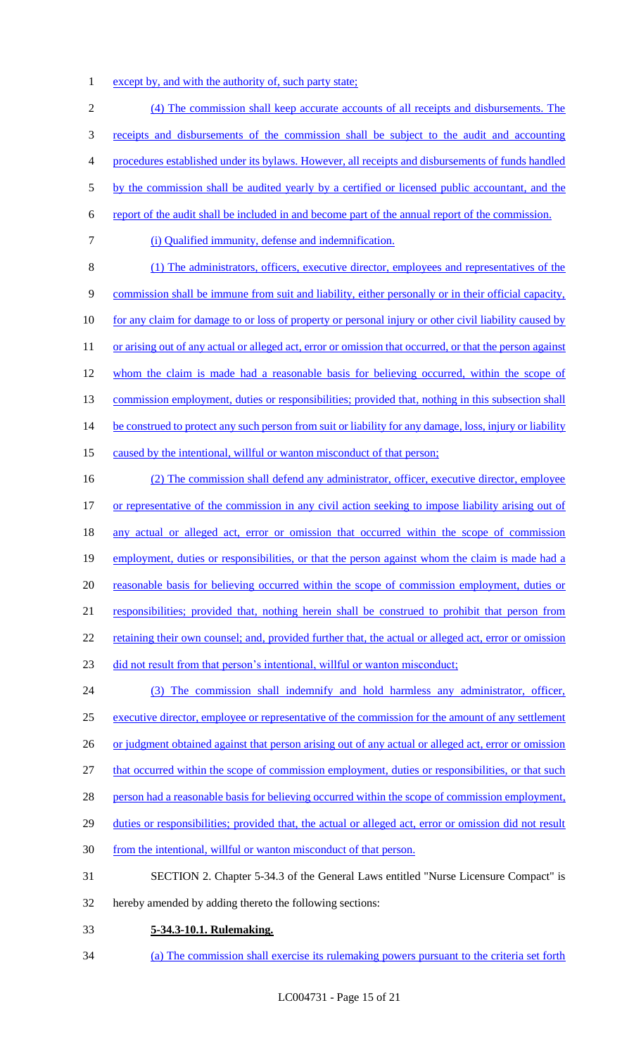except by, and with the authority of, such party state;

(4) The commission shall keep accurate accounts of all receipts and disbursements. The receipts and disbursements of the commission shall be subject to the audit and accounting procedures established under its bylaws. However, all receipts and disbursements of funds handled by the commission shall be audited yearly by a certified or licensed public accountant, and the report of the audit shall be included in and become part of the annual report of the commission.

(i) Qualified immunity, defense and indemnification.

(1) The administrators, officers, executive director, employees and representatives of the commission shall be immune from suit and liability, either personally or in their official capacity, for any claim for damage to or loss of property or personal injury or other civil liability caused by or arising out of any actual or alleged act, error or omission that occurred, or that the person against whom the claim is made had a reasonable basis for believing occurred, within the scope of commission employment, duties or responsibilities; provided that, nothing in this subsection shall be construed to protect any such person from suit or liability for any damage, loss, injury or liability caused by the intentional, willful or wanton misconduct of that person;

(2) The commission shall defend any administrator, officer, executive director, employee or representative of the commission in any civil action seeking to impose liability arising out of any actual or alleged act, error or omission that occurred within the scope of commission employment, duties or responsibilities, or that the person against whom the claim is made had a reasonable basis for believing occurred within the scope of commission employment, duties or responsibilities; provided that, nothing herein shall be construed to prohibit that person from retaining their own counsel; and, provided further that, the actual or alleged act, error or omission did not result from that person's intentional, willful or wanton misconduct;

(3) The commission shall indemnify and hold harmless any administrator, officer, executive director, employee or representative of the commission for the amount of any settlement or judgment obtained against that person arising out of any actual or alleged act, error or omission that occurred within the scope of commission employment, duties or responsibilities, or that such person had a reasonable basis for believing occurred within the scope of commission employment, duties or responsibilities; provided that, the actual or alleged act, error or omission did not result from the intentional, willful or wanton misconduct of that person.

SECTION 2. Chapter 5-34.3 of the General Laws entitled "Nurse Licensure Compact" is hereby amended by adding thereto the following sections:

**5-34.3-10.1. Rulemaking.**

(a) The commission shall exercise its rulemaking powers pursuant to the criteria set forth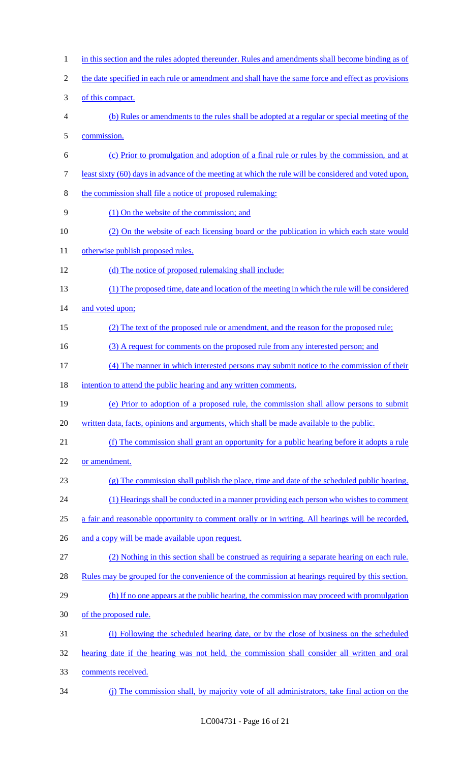in this section and the rules adopted thereunder. Rules and amendments shall become binding as of the date specified in each rule or amendment and shall have the same force and effect as provisions of this compact.

(b) Rules or amendments to the rules shall be adopted at a regular or special meeting of the commission.

(c) Prior to promulgation and adoption of a final rule or rules by the commission, and at least sixty (60) days in advance of the meeting at which the rule will be considered and voted upon, the commission shall file a notice of proposed rulemaking:

(1) On the website of the commission; and

(2) On the website of each licensing board or the publication in which each state would otherwise publish proposed rules.

(d) The notice of proposed rulemaking shall include:

(1) The proposed time, date and location of the meeting in which the rule will be considered and voted upon;

(2) The text of the proposed rule or amendment, and the reason for the proposed rule;

(3) A request for comments on the proposed rule from any interested person; and

(4) The manner in which interested persons may submit notice to the commission of their intention to attend the public hearing and any written comments.

(e) Prior to adoption of a proposed rule, the commission shall allow persons to submit written data, facts, opinions and arguments, which shall be made available to the public.

(f) The commission shall grant an opportunity for a public hearing before it adopts a rule or amendment.

(g) The commission shall publish the place, time and date of the scheduled public hearing.

(1) Hearings shall be conducted in a manner providing each person who wishes to comment a fair and reasonable opportunity to comment orally or in writing. All hearings will be recorded, and a copy will be made available upon request.

(2) Nothing in this section shall be construed as requiring a separate hearing on each rule. Rules may be grouped for the convenience of the commission at hearings required by this section.

(h) If no one appears at the public hearing, the commission may proceed with promulgation of the proposed rule.

(i) Following the scheduled hearing date, or by the close of business on the scheduled hearing date if the hearing was not held, the commission shall consider all written and oral comments received.

(j) The commission shall, by majority vote of all administrators, take final action on the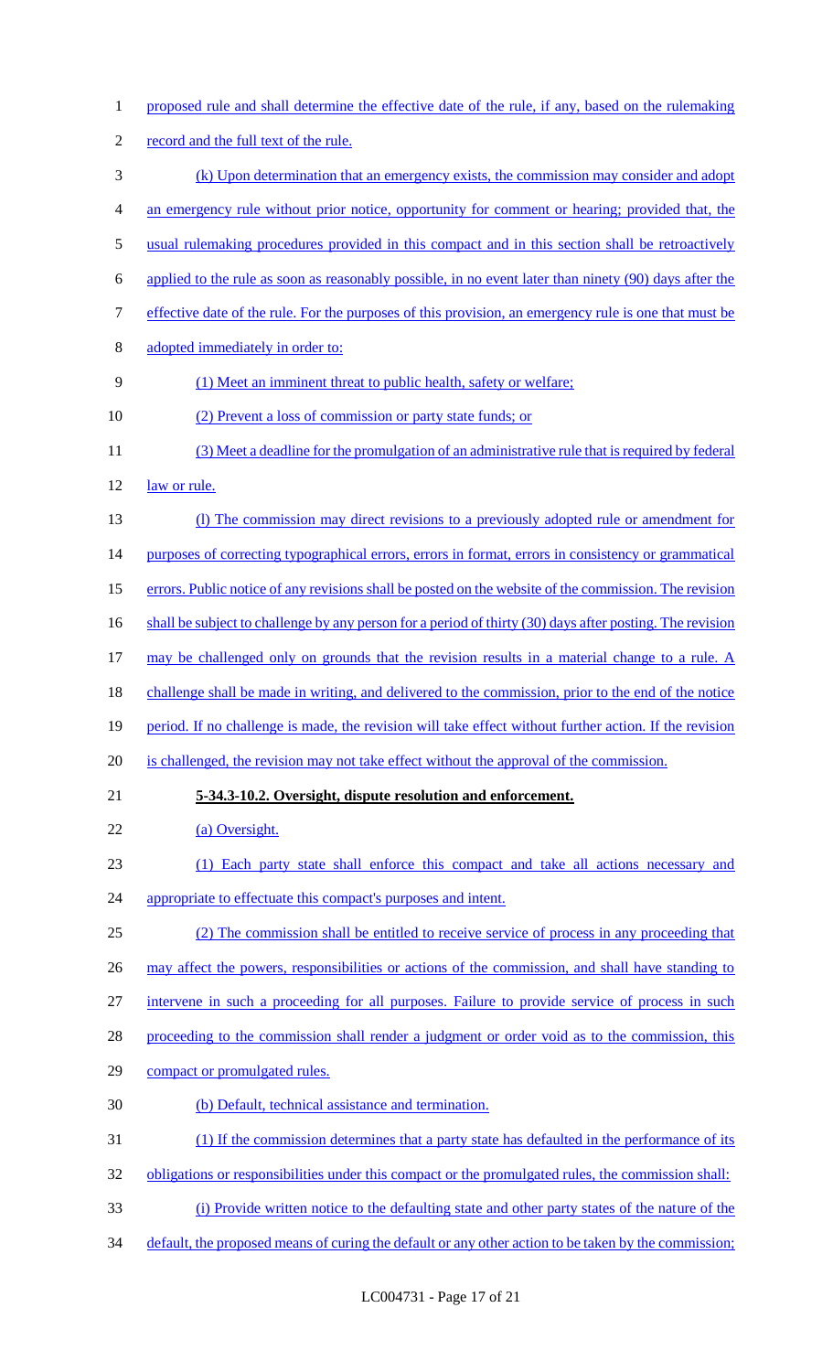proposed rule and shall determine the effective date of the rule, if any, based on the rulemaking record and the full text of the rule.

(k) Upon determination that an emergency exists, the commission may consider and adopt an emergency rule without prior notice, opportunity for comment or hearing; provided that, the usual rulemaking procedures provided in this compact and in this section shall be retroactively applied to the rule as soon as reasonably possible, in no event later than ninety (90) days after the effective date of the rule. For the purposes of this provision, an emergency rule is one that must be adopted immediately in order to:

(1) Meet an imminent threat to public health, safety or welfare;

(2) Prevent a loss of commission or party state funds; or

(3) Meet a deadline for the promulgation of an administrative rule that is required by federal law or rule.

(l) The commission may direct revisions to a previously adopted rule or amendment for purposes of correcting typographical errors, errors in format, errors in consistency or grammatical errors. Public notice of any revisions shall be posted on the website of the commission. The revision shall be subject to challenge by any person for a period of thirty (30) days after posting. The revision may be challenged only on grounds that the revision results in a material change to a rule. A challenge shall be made in writing, and delivered to the commission, prior to the end of the notice period. If no challenge is made, the revision will take effect without further action. If the revision is challenged, the revision may not take effect without the approval of the commission.

**5-34.3-10.2. Oversight, dispute resolution and enforcement.**

(a) Oversight.

(1) Each party state shall enforce this compact and take all actions necessary and appropriate to effectuate this compact's purposes and intent.

(2) The commission shall be entitled to receive service of process in any proceeding that may affect the powers, responsibilities or actions of the commission, and shall have standing to intervene in such a proceeding for all purposes. Failure to provide service of process in such proceeding to the commission shall render a judgment or order void as to the commission, this compact or promulgated rules.

(b) Default, technical assistance and termination.

(1) If the commission determines that a party state has defaulted in the performance of its obligations or responsibilities under this compact or the promulgated rules, the commission shall:

(i) Provide written notice to the defaulting state and other party states of the nature of the default, the proposed means of curing the default or any other action to be taken by the commission;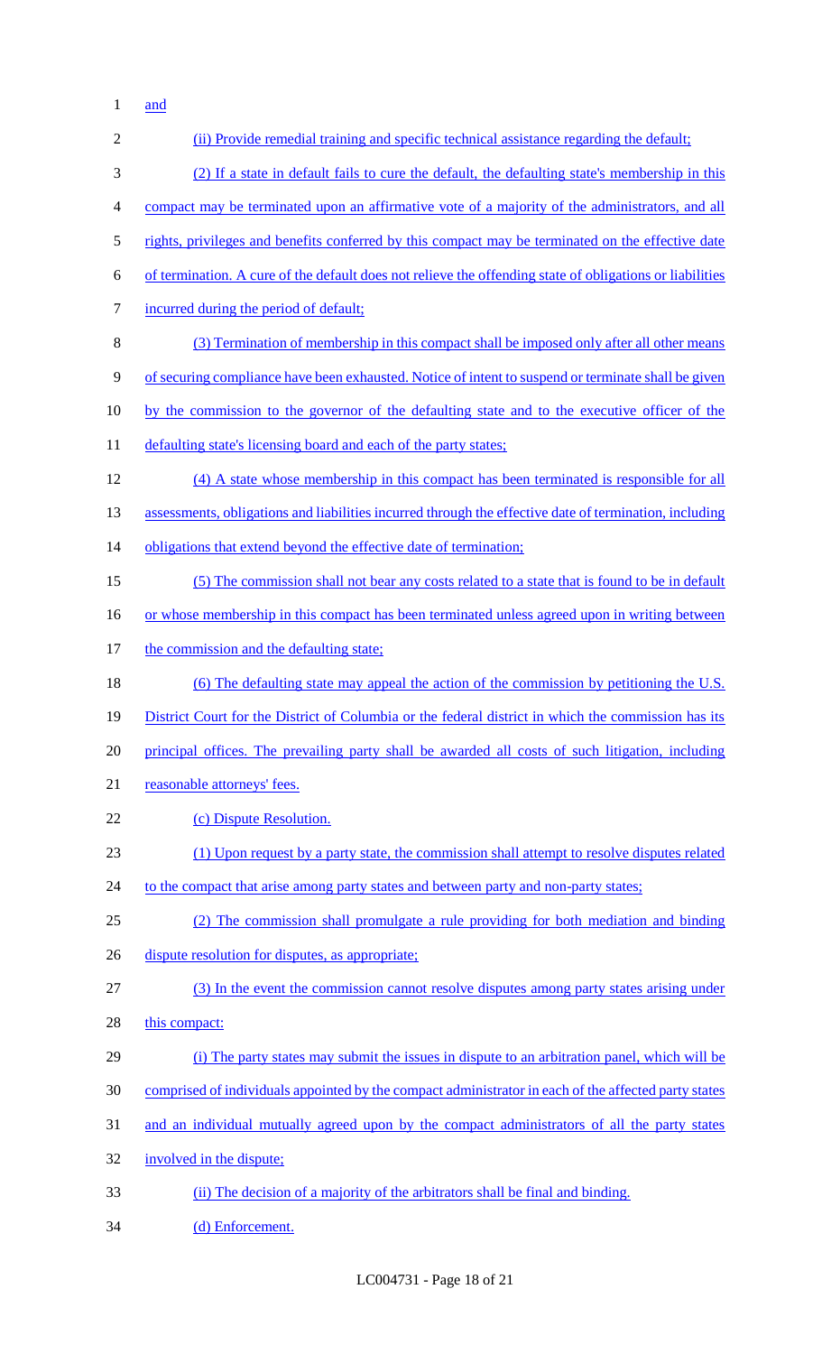and

(ii) Provide remedial training and specific technical assistance regarding the default;

(2) If a state in default fails to cure the default, the defaulting state's membership in this compact may be terminated upon an affirmative vote of a majority of the administrators, and all rights, privileges and benefits conferred by this compact may be terminated on the effective date of termination. A cure of the default does not relieve the offending state of obligations or liabilities incurred during the period of default;

(3) Termination of membership in this compact shall be imposed only after all other means of securing compliance have been exhausted. Notice of intent to suspend or terminate shall be given by the commission to the governor of the defaulting state and to the executive officer of the defaulting state's licensing board and each of the party states;

(4) A state whose membership in this compact has been terminated is responsible for all assessments, obligations and liabilities incurred through the effective date of termination, including obligations that extend beyond the effective date of termination;

(5) The commission shall not bear any costs related to a state that is found to be in default or whose membership in this compact has been terminated unless agreed upon in writing between the commission and the defaulting state;

(6) The defaulting state may appeal the action of the commission by petitioning the U.S. District Court for the District of Columbia or the federal district in which the commission has its principal offices. The prevailing party shall be awarded all costs of such litigation, including reasonable attorneys' fees.

(c) Dispute Resolution.

(1) Upon request by a party state, the commission shall attempt to resolve disputes related to the compact that arise among party states and between party and non-party states;

(2) The commission shall promulgate a rule providing for both mediation and binding dispute resolution for disputes, as appropriate;

(3) In the event the commission cannot resolve disputes among party states arising under this compact:

(i) The party states may submit the issues in dispute to an arbitration panel, which will be comprised of individuals appointed by the compact administrator in each of the affected party states and an individual mutually agreed upon by the compact administrators of all the party states involved in the dispute;

(ii) The decision of a majority of the arbitrators shall be final and binding.

(d) Enforcement.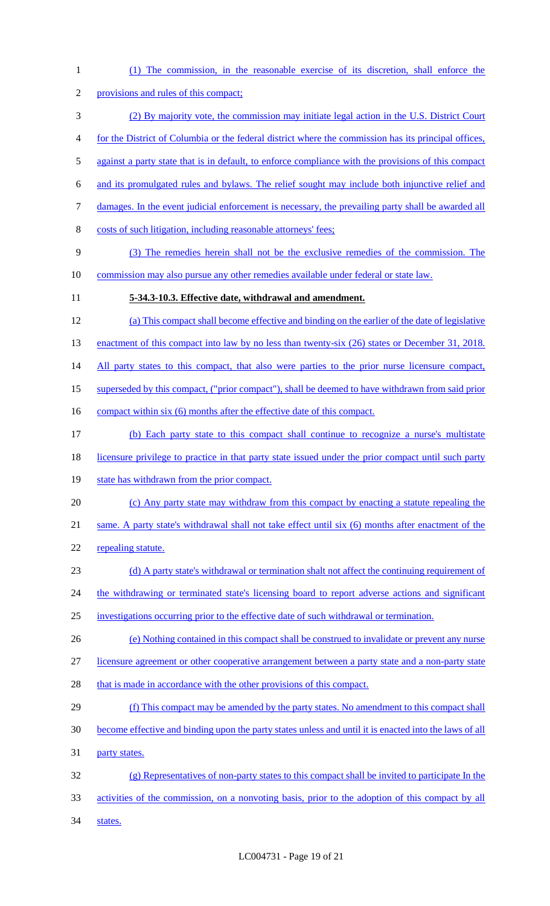(1) The commission, in the reasonable exercise of its discretion, shall enforce the provisions and rules of this compact;

(2) By majority vote, the commission may initiate legal action in the U.S. District Court for the District of Columbia or the federal district where the commission has its principal offices, against a party state that is in default, to enforce compliance with the provisions of this compact and its promulgated rules and bylaws. The relief sought may include both injunctive relief and damages. In the event judicial enforcement is necessary, the prevailing party shall be awarded all costs of such litigation, including reasonable attorneys' fees;

(3) The remedies herein shall not be the exclusive remedies of the commission. The commission may also pursue any other remedies available under federal or state law.

**5-34.3-10.3. Effective date, withdrawal and amendment.**

(a) This compact shall become effective and binding on the earlier of the date of legislative enactment of this compact into law by no less than twenty-six (26) states or December 31, 2018. All party states to this compact, that also were parties to the prior nurse licensure compact, superseded by this compact, ("prior compact"), shall be deemed to have withdrawn from said prior compact within six (6) months after the effective date of this compact.

(b) Each party state to this compact shall continue to recognize a nurse's multistate licensure privilege to practice in that party state issued under the prior compact until such party state has withdrawn from the prior compact.

(c) Any party state may withdraw from this compact by enacting a statute repealing the same. A party state's withdrawal shall not take effect until six (6) months after enactment of the repealing statute.

(d) A party state's withdrawal or termination shalt not affect the continuing requirement of the withdrawing or terminated state's licensing board to report adverse actions and significant investigations occurring prior to the effective date of such withdrawal or termination.

(e) Nothing contained in this compact shall be construed to invalidate or prevent any nurse licensure agreement or other cooperative arrangement between a party state and a non-party state that is made in accordance with the other provisions of this compact.

(f) This compact may be amended by the party states. No amendment to this compact shall become effective and binding upon the party states unless and until it is enacted into the laws of all party states.

(g) Representatives of non-party states to this compact shall be invited to participate In the activities of the commission, on a nonvoting basis, prior to the adoption of this compact by all states.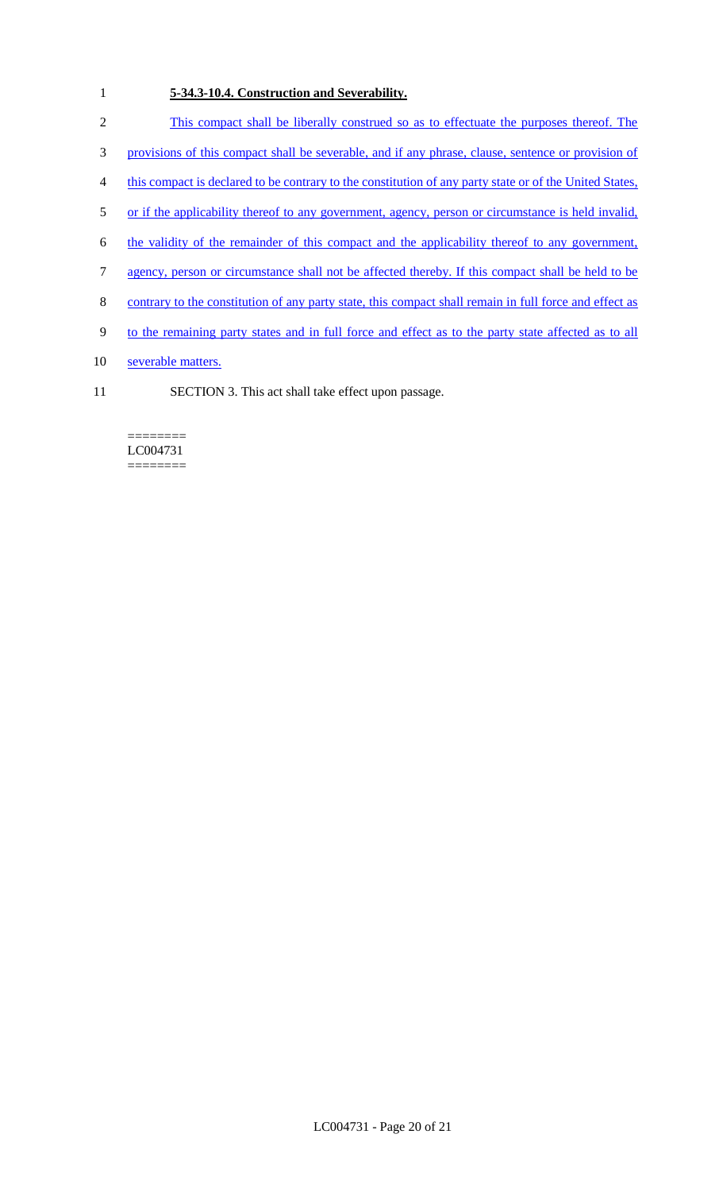**5-34.3-10.4. Construction and Severability.**

This compact shall be liberally construed so as to effectuate the purposes thereof. The provisions of this compact shall be severable, and if any phrase, clause, sentence or provision of this compact is declared to be contrary to the constitution of any party state or of the United States, or if the applicability thereof to any government, agency, person or circumstance is held invalid, the validity of the remainder of this compact and the applicability thereof to any government, agency, person or circumstance shall not be affected thereby. If this compact shall be held to be contrary to the constitution of any party state, this compact shall remain in full force and effect as to the remaining party states and in full force and effect as to the party state affected as to all severable matters.

SECTION 3. This act shall take effect upon passage.

========
LC004731
========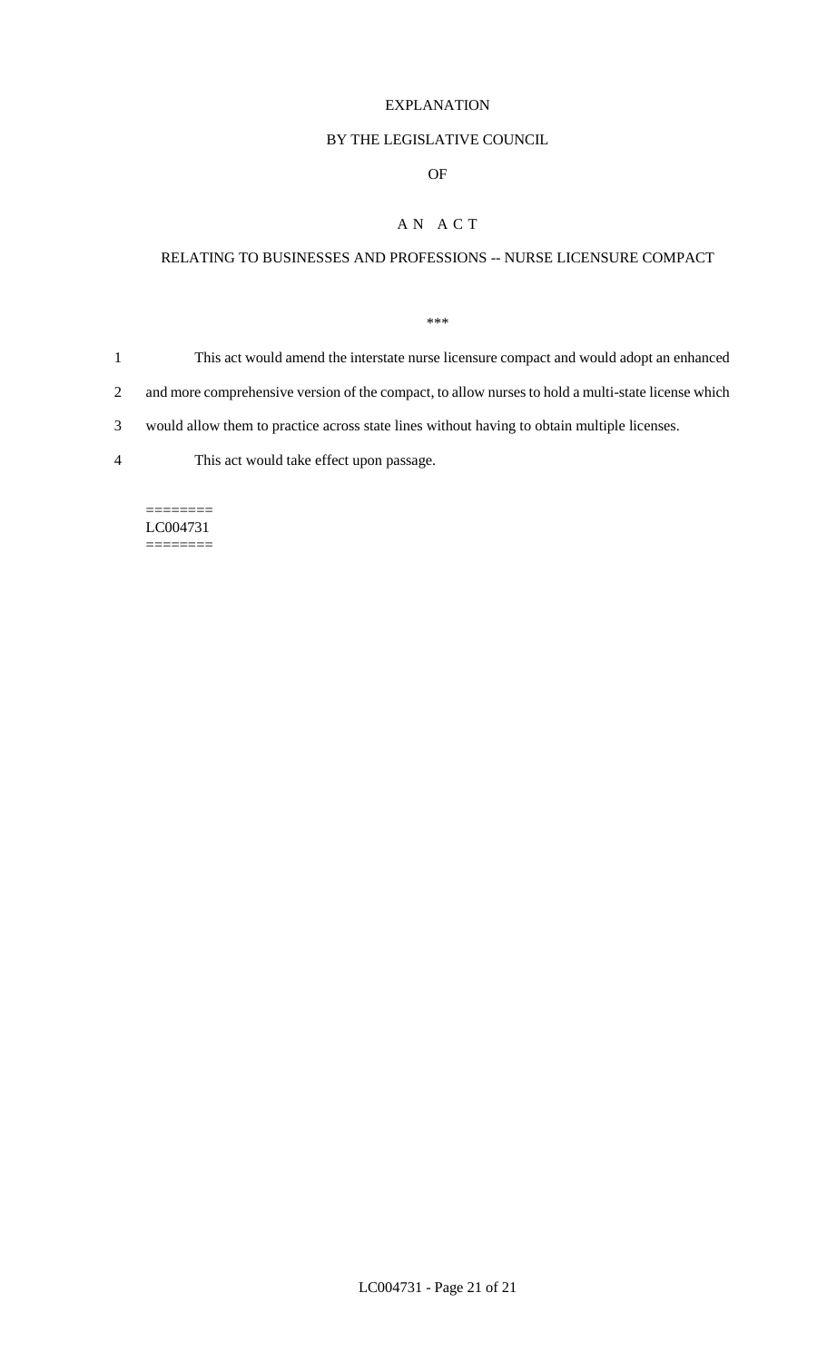EXPLANATION

BY THE LEGISLATIVE COUNCIL

OF

A N A C T

RELATING TO BUSINESSES AND PROFESSIONS -- NURSE LICENSURE COMPACT

\*\*\*

1 This act would amend the interstate nurse licensure compact and would adopt an enhanced
2 and more comprehensive version of the compact, to allow nurses to hold a multi-state license which
3 would allow them to practice across state lines without having to obtain multiple licenses.
4 This act would take effect upon passage.

========
LC004731
========